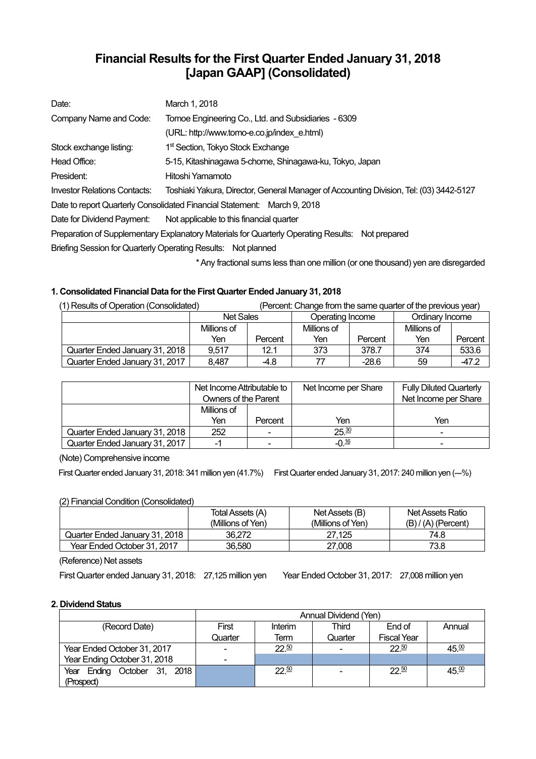# Financial Results for the First Quarter Ended January 31, 2018 [Japan GAAP] (Consolidated)

| | |
|---|---|
| Date: | March 1, 2018 |
| Company Name and Code: | Tomoe Engineering Co., Ltd. and Subsidiaries - 6309 |
| | (URL: http://www.tomo-e.co.jp/index_e.html) |
| Stock exchange listing: | 1st Section, Tokyo Stock Exchange |
| Head Office: | 5-15, Kitashinagawa 5-chome, Shinagawa-ku, Tokyo, Japan |
| President: | Hitoshi Yamamoto |
| Investor Relations Contacts: | Toshiaki Yakura, Director, General Manager of Accounting Division, Tel: (03) 3442-5127 |

Date to report Quarterly Consolidated Financial Statement: March 9, 2018

Date for Dividend Payment: Not applicable to this financial quarter

Preparation of Supplementary Explanatory Materials for Quarterly Operating Results: Not prepared

Briefing Session for Quarterly Operating Results: Not planned

\* Any fractional sums less than one million (or one thousand) yen are disregarded

### 1. Consolidated Financial Data for the First Quarter Ended January 31, 2018

(1) Results of Operation (Consolidated) (Percent: Change from the same quarter of the previous year)

| | Net Sales | | Operating Income | | Ordinary Income | |
|---|---|---|---|---|---|---|
| | Millions of Yen | Percent | Millions of Yen | Percent | Millions of Yen | Percent |
| Quarter Ended January 31, 2018 | 9,517 | 12.1 | 373 | 378.7 | 374 | 533.6 |
| Quarter Ended January 31, 2017 | 8,487 | -4.8 | 77 | -28.6 | 59 | -47.2 |

| | Net Income Attributable to Owners of the Parent | | Net Income per Share | Fully Diluted Quarterly Net Income per Share |
|---|---|---|---|---|
| | Millions of Yen | Percent | Yen | Yen |
| Quarter Ended January 31, 2018 | 252 | - | 25.30 | - |
| Quarter Ended January 31, 2017 | -1 | - | -0.16 | - |

(Note) Comprehensive income

First Quarter ended January 31, 2018: 341 million yen (41.7%) First Quarter ended January 31, 2017: 240 million yen (―%)

(2) Financial Condition (Consolidated)

| | Total Assets (A) (Millions of Yen) | Net Assets (B) (Millions of Yen) | Net Assets Ratio (B) / (A) (Percent) |
|---|---|---|---|
| Quarter Ended January 31, 2018 | 36,272 | 27,125 | 74.8 |
| Year Ended October 31, 2017 | 36,580 | 27,008 | 73.8 |

(Reference) Net assets

First Quarter ended January 31, 2018: 27,125 million yen Year Ended October 31, 2017: 27,008 million yen

### 2. Dividend Status

| | Annual Dividend (Yen) | | | | |
|---|---|---|---|---|---|
| (Record Date) | First Quarter | Interim Term | Third Quarter | End of Fiscal Year | Annual |
| Year Ended October 31, 2017 | - | 22.50 | - | 22.50 | 45.00 |
| Year Ending October 31, 2018 | - | | | | |
| Year Ending October 31, 2018 (Prospect) | | 22.50 | - | 22.50 | 45.00 |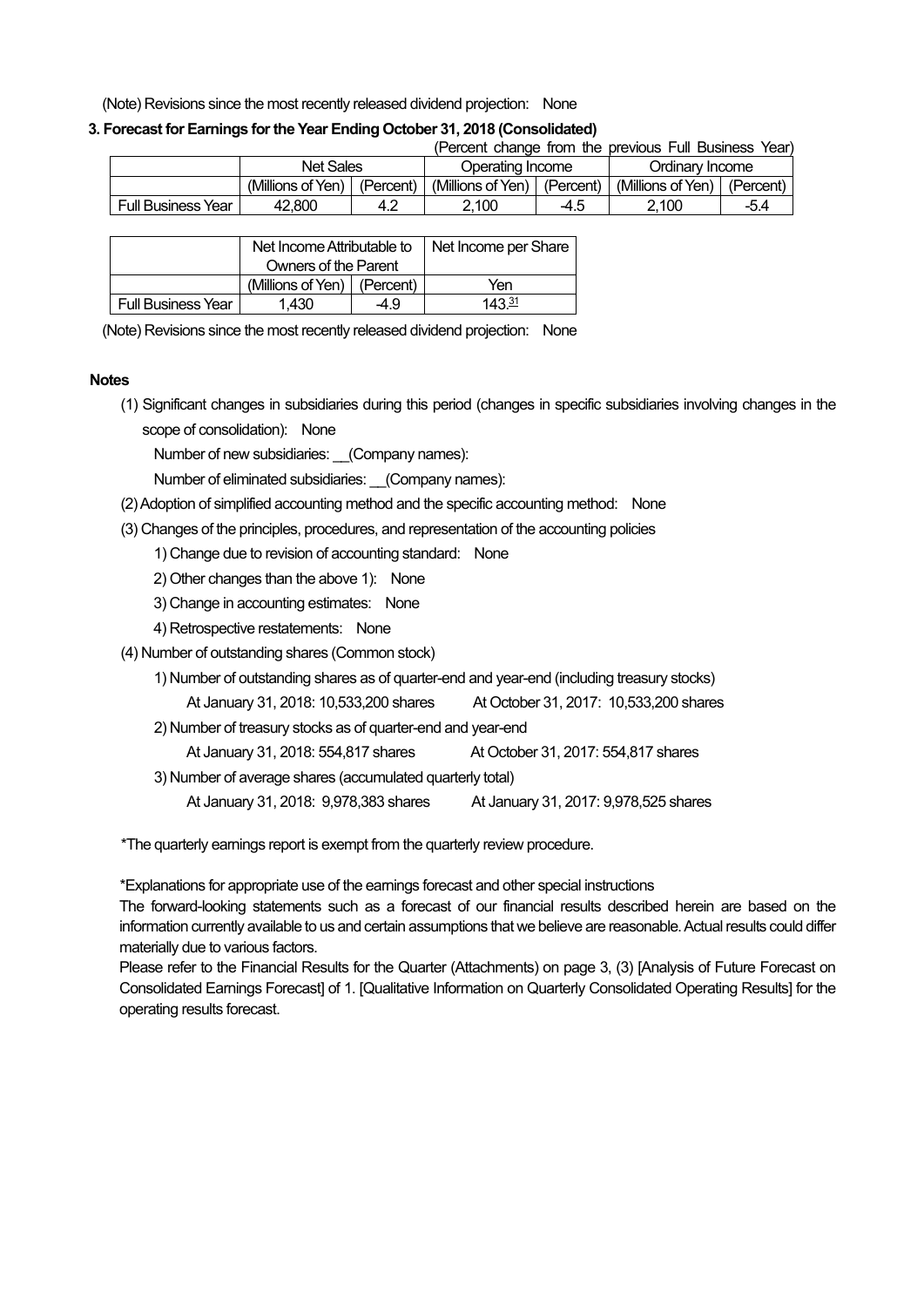(Note) Revisions since the most recently released dividend projection: None

### 3. Forecast for Earnings for the Year Ending October 31, 2018 (Consolidated)

(Percent change from the previous Full Business Year)

| | Net Sales | | Operating Income | | Ordinary Income | |
|---|---|---|---|---|---|---|
| | (Millions of Yen) | (Percent) | (Millions of Yen) | (Percent) | (Millions of Yen) | (Percent) |
| Full Business Year | 42,800 | 4.2 | 2,100 | -4.5 | 2,100 | -5.4 |

| | Net Income Attributable to Owners of the Parent | | Net Income per Share |
|---|---|---|---|
| | (Millions of Yen) | (Percent) | Yen |
| Full Business Year | 1,430 | -4.9 | 143.31 |

(Note) Revisions since the most recently released dividend projection: None

**Notes**

(1) Significant changes in subsidiaries during this period (changes in specific subsidiaries involving changes in the scope of consolidation): None

Number of new subsidiaries: __(Company names):

Number of eliminated subsidiaries: __(Company names):

(2) Adoption of simplified accounting method and the specific accounting method: None

(3) Changes of the principles, procedures, and representation of the accounting policies

1) Change due to revision of accounting standard: None

2) Other changes than the above 1): None

3) Change in accounting estimates: None

4) Retrospective restatements: None

(4) Number of outstanding shares (Common stock)

1) Number of outstanding shares as of quarter-end and year-end (including treasury stocks)

At January 31, 2018: 10,533,200 shares At October 31, 2017: 10,533,200 shares

2) Number of treasury stocks as of quarter-end and year-end

At January 31, 2018: 554,817 shares At October 31, 2017: 554,817 shares

3) Number of average shares (accumulated quarterly total)

At January 31, 2018: 9,978,383 shares At January 31, 2017: 9,978,525 shares

*The quarterly earnings report is exempt from the quarterly review procedure.

*Explanations for appropriate use of the earnings forecast and other special instructions

The forward-looking statements such as a forecast of our financial results described herein are based on the information currently available to us and certain assumptions that we believe are reasonable. Actual results could differ materially due to various factors.

Please refer to the Financial Results for the Quarter (Attachments) on page 3, (3) [Analysis of Future Forecast on Consolidated Earnings Forecast] of 1. [Qualitative Information on Quarterly Consolidated Operating Results] for the operating results forecast.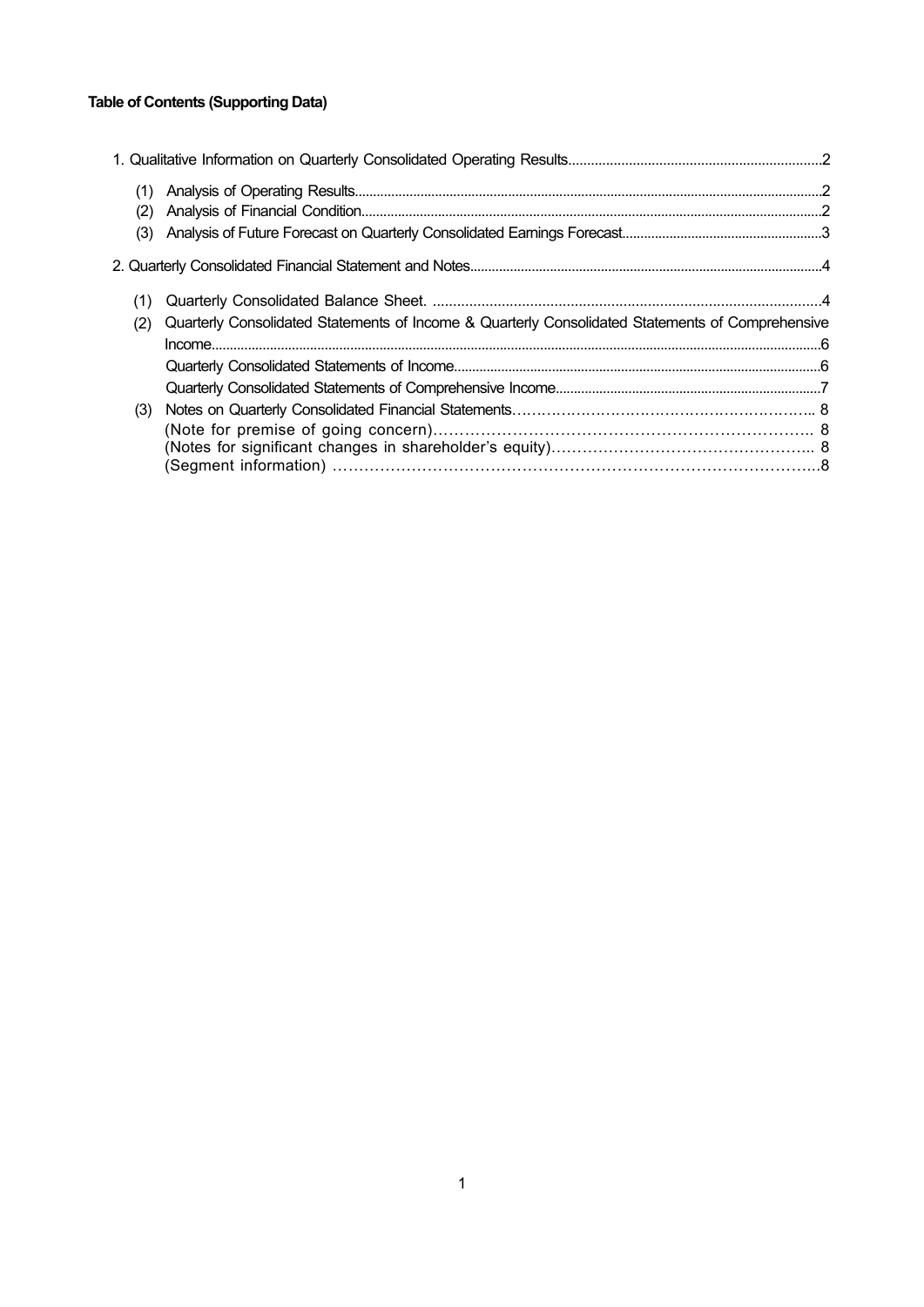**Table of Contents (Supporting Data)**

1. Qualitative Information on Quarterly Consolidated Operating Results....2
   - (1) Analysis of Operating Results....2
   - (2) Analysis of Financial Condition....2
   - (3) Analysis of Future Forecast on Quarterly Consolidated Earnings Forecast....3
2. Quarterly Consolidated Financial Statement and Notes....4
   - (1) Quarterly Consolidated Balance Sheet. ....4
   - (2) Quarterly Consolidated Statements of Income & Quarterly Consolidated Statements of Comprehensive Income....6
     - Quarterly Consolidated Statements of Income....6
     - Quarterly Consolidated Statements of Comprehensive Income....7
   - (3) Notes on Quarterly Consolidated Financial Statements....8
     - (Note for premise of going concern)....8
     - (Notes for significant changes in shareholder's equity)....8
     - (Segment information) ....8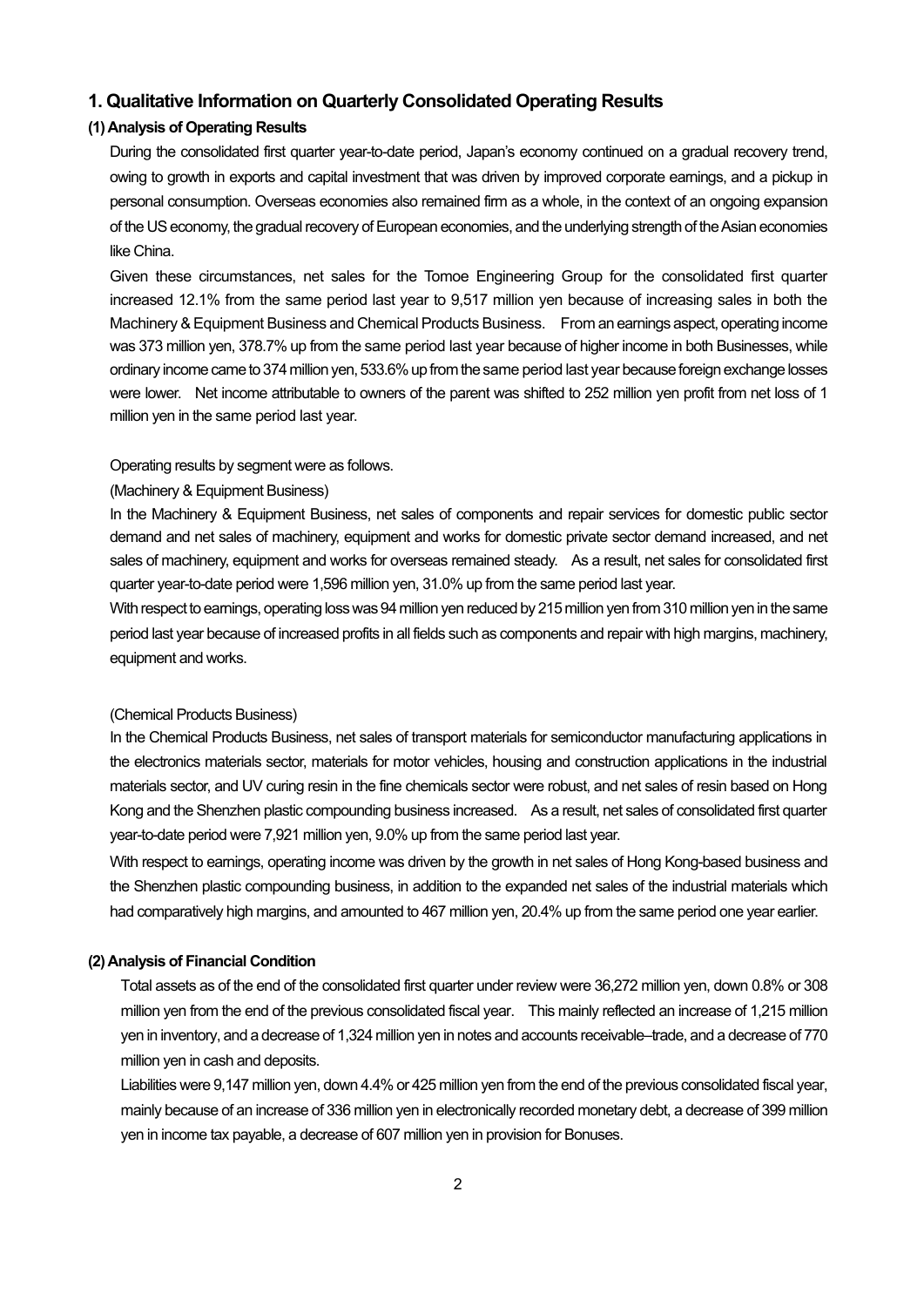## 1. Qualitative Information on Quarterly Consolidated Operating Results

### (1) Analysis of Operating Results

During the consolidated first quarter year-to-date period, Japan's economy continued on a gradual recovery trend, owing to growth in exports and capital investment that was driven by improved corporate earnings, and a pickup in personal consumption. Overseas economies also remained firm as a whole, in the context of an ongoing expansion of the US economy, the gradual recovery of European economies, and the underlying strength of the Asian economies like China.

Given these circumstances, net sales for the Tomoe Engineering Group for the consolidated first quarter increased 12.1% from the same period last year to 9,517 million yen because of increasing sales in both the Machinery & Equipment Business and Chemical Products Business. From an earnings aspect, operating income was 373 million yen, 378.7% up from the same period last year because of higher income in both Businesses, while ordinary income came to 374 million yen, 533.6% up from the same period last year because foreign exchange losses were lower. Net income attributable to owners of the parent was shifted to 252 million yen profit from net loss of 1 million yen in the same period last year.

Operating results by segment were as follows.

(Machinery & Equipment Business)

In the Machinery & Equipment Business, net sales of components and repair services for domestic public sector demand and net sales of machinery, equipment and works for domestic private sector demand increased, and net sales of machinery, equipment and works for overseas remained steady. As a result, net sales for consolidated first quarter year-to-date period were 1,596 million yen, 31.0% up from the same period last year.

With respect to earnings, operating loss was 94 million yen reduced by 215 million yen from 310 million yen in the same period last year because of increased profits in all fields such as components and repair with high margins, machinery, equipment and works.

(Chemical Products Business)

In the Chemical Products Business, net sales of transport materials for semiconductor manufacturing applications in the electronics materials sector, materials for motor vehicles, housing and construction applications in the industrial materials sector, and UV curing resin in the fine chemicals sector were robust, and net sales of resin based on Hong Kong and the Shenzhen plastic compounding business increased. As a result, net sales of consolidated first quarter year-to-date period were 7,921 million yen, 9.0% up from the same period last year.

With respect to earnings, operating income was driven by the growth in net sales of Hong Kong-based business and the Shenzhen plastic compounding business, in addition to the expanded net sales of the industrial materials which had comparatively high margins, and amounted to 467 million yen, 20.4% up from the same period one year earlier.

### (2) Analysis of Financial Condition

Total assets as of the end of the consolidated first quarter under review were 36,272 million yen, down 0.8% or 308 million yen from the end of the previous consolidated fiscal year. This mainly reflected an increase of 1,215 million yen in inventory, and a decrease of 1,324 million yen in notes and accounts receivable–trade, and a decrease of 770 million yen in cash and deposits.

Liabilities were 9,147 million yen, down 4.4% or 425 million yen from the end of the previous consolidated fiscal year, mainly because of an increase of 336 million yen in electronically recorded monetary debt, a decrease of 399 million yen in income tax payable, a decrease of 607 million yen in provision for Bonuses.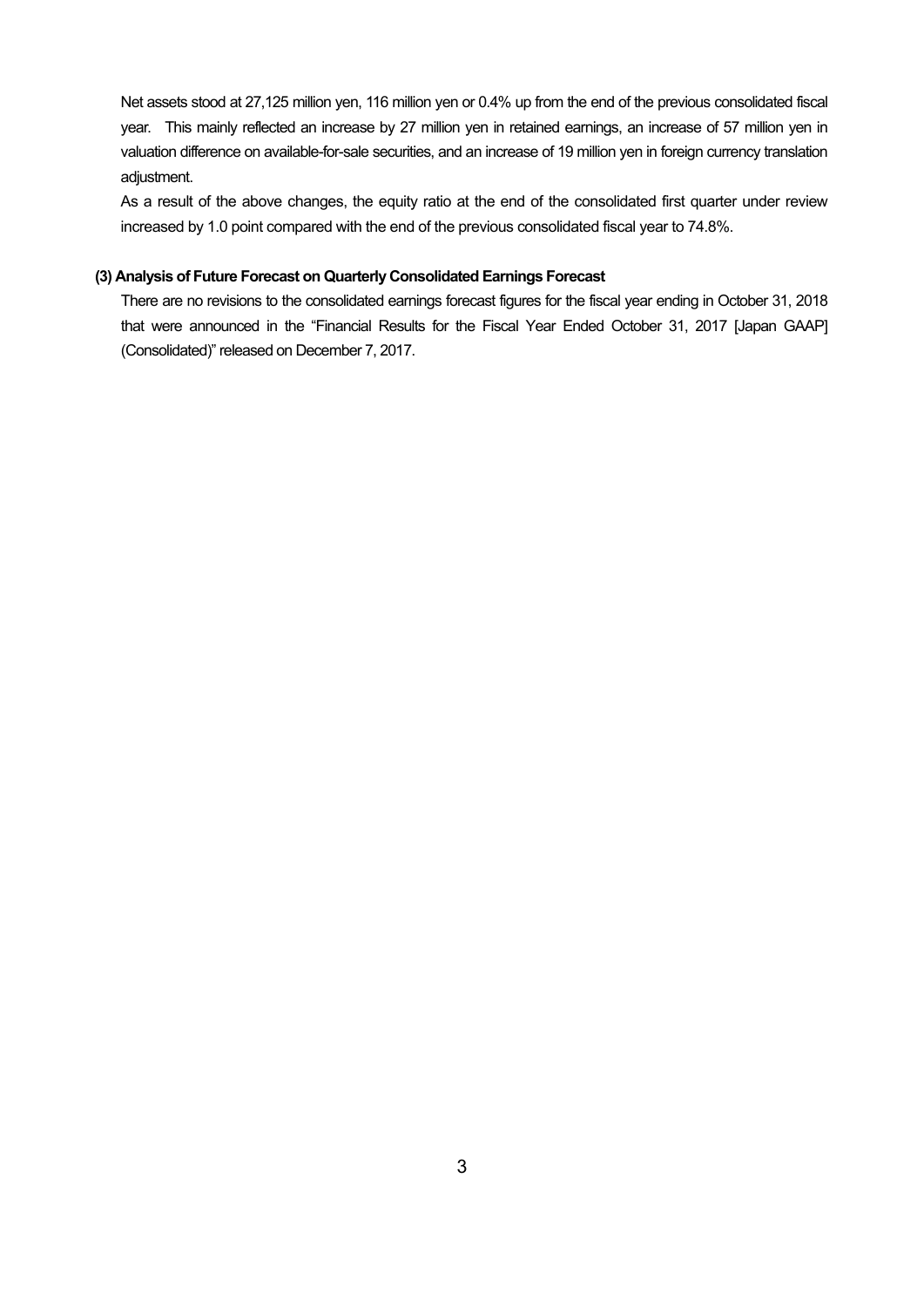Net assets stood at 27,125 million yen, 116 million yen or 0.4% up from the end of the previous consolidated fiscal year. This mainly reflected an increase by 27 million yen in retained earnings, an increase of 57 million yen in valuation difference on available-for-sale securities, and an increase of 19 million yen in foreign currency translation adjustment.

As a result of the above changes, the equity ratio at the end of the consolidated first quarter under review increased by 1.0 point compared with the end of the previous consolidated fiscal year to 74.8%.

### (3) Analysis of Future Forecast on Quarterly Consolidated Earnings Forecast

There are no revisions to the consolidated earnings forecast figures for the fiscal year ending in October 31, 2018 that were announced in the "Financial Results for the Fiscal Year Ended October 31, 2017 [Japan GAAP] (Consolidated)" released on December 7, 2017.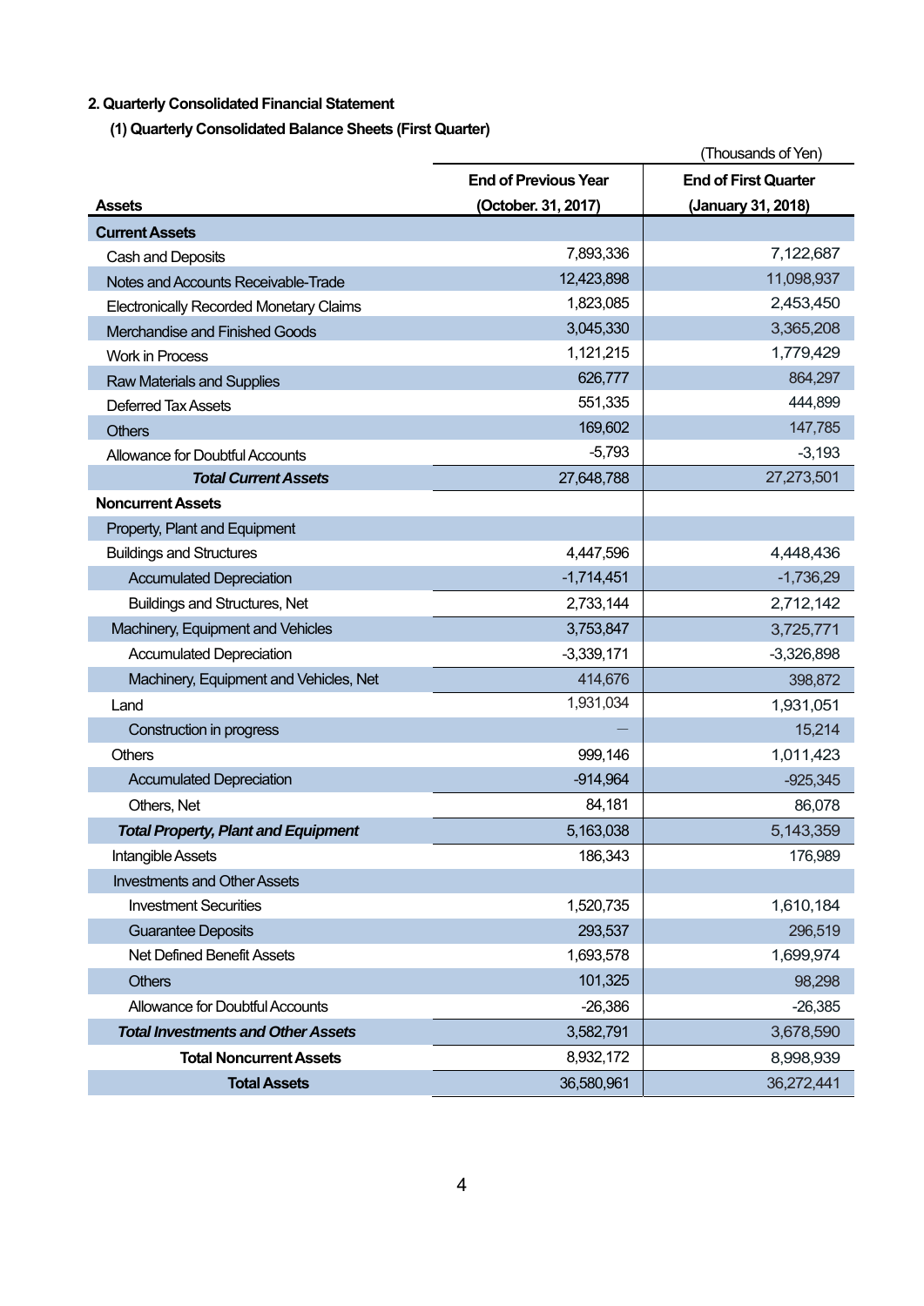2. Quarterly Consolidated Financial Statement

(1) Quarterly Consolidated Balance Sheets (First Quarter)

(Thousands of Yen)

| Assets | End of Previous Year (October. 31, 2017) | End of First Quarter (January 31, 2018) |
|---|---|---|
| **Current Assets** | | |
| Cash and Deposits | 7,893,336 | 7,122,687 |
| Notes and Accounts Receivable-Trade | 12,423,898 | 11,098,937 |
| Electronically Recorded Monetary Claims | 1,823,085 | 2,453,450 |
| Merchandise and Finished Goods | 3,045,330 | 3,365,208 |
| Work in Process | 1,121,215 | 1,779,429 |
| Raw Materials and Supplies | 626,777 | 864,297 |
| Deferred Tax Assets | 551,335 | 444,899 |
| Others | 169,602 | 147,785 |
| Allowance for Doubtful Accounts | -5,793 | -3,193 |
| ***Total Current Assets*** | 27,648,788 | 27,273,501 |
| **Noncurrent Assets** | | |
| Property, Plant and Equipment | | |
| Buildings and Structures | 4,447,596 | 4,448,436 |
| Accumulated Depreciation | -1,714,451 | -1,736,29 |
| Buildings and Structures, Net | 2,733,144 | 2,712,142 |
| Machinery, Equipment and Vehicles | 3,753,847 | 3,725,771 |
| Accumulated Depreciation | -3,339,171 | -3,326,898 |
| Machinery, Equipment and Vehicles, Net | 414,676 | 398,872 |
| Land | 1,931,034 | 1,931,051 |
| Construction in progress | — | 15,214 |
| Others | 999,146 | 1,011,423 |
| Accumulated Depreciation | -914,964 | -925,345 |
| Others, Net | 84,181 | 86,078 |
| ***Total Property, Plant and Equipment*** | 5,163,038 | 5,143,359 |
| Intangible Assets | 186,343 | 176,989 |
| Investments and Other Assets | | |
| Investment Securities | 1,520,735 | 1,610,184 |
| Guarantee Deposits | 293,537 | 296,519 |
| Net Defined Benefit Assets | 1,693,578 | 1,699,974 |
| Others | 101,325 | 98,298 |
| Allowance for Doubtful Accounts | -26,386 | -26,385 |
| ***Total Investments and Other Assets*** | 3,582,791 | 3,678,590 |
| **Total Noncurrent Assets** | 8,932,172 | 8,998,939 |
| **Total Assets** | 36,580,961 | 36,272,441 |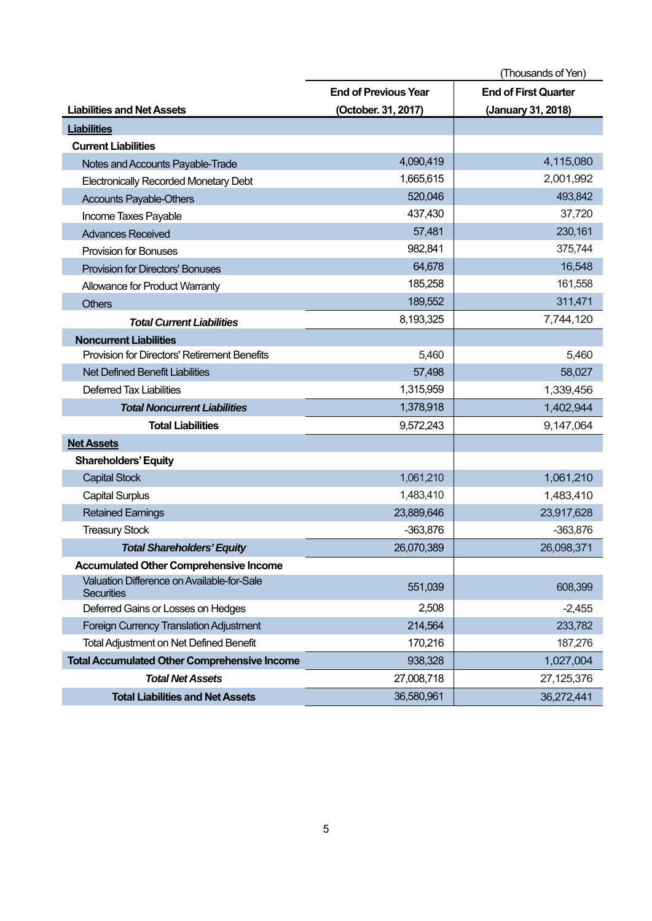(Thousands of Yen)

| Liabilities and Net Assets | End of Previous Year (October. 31, 2017) | End of First Quarter (January 31, 2018) |
|---|---|---|
| **Liabilities** | | |
| **Current Liabilities** | | |
| Notes and Accounts Payable-Trade | 4,090,419 | 4,115,080 |
| Electronically Recorded Monetary Debt | 1,665,615 | 2,001,992 |
| Accounts Payable-Others | 520,046 | 493,842 |
| Income Taxes Payable | 437,430 | 37,720 |
| Advances Received | 57,481 | 230,161 |
| Provision for Bonuses | 982,841 | 375,744 |
| Provision for Directors' Bonuses | 64,678 | 16,548 |
| Allowance for Product Warranty | 185,258 | 161,558 |
| Others | 189,552 | 311,471 |
| ***Total Current Liabilities*** | 8,193,325 | 7,744,120 |
| **Noncurrent Liabilities** | | |
| Provision for Directors' Retirement Benefits | 5,460 | 5,460 |
| Net Defined Benefit Liabilities | 57,498 | 58,027 |
| Deferred Tax Liabilities | 1,315,959 | 1,339,456 |
| ***Total Noncurrent Liabilities*** | 1,378,918 | 1,402,944 |
| **Total Liabilities** | 9,572,243 | 9,147,064 |
| **Net Assets** | | |
| **Shareholders' Equity** | | |
| Capital Stock | 1,061,210 | 1,061,210 |
| Capital Surplus | 1,483,410 | 1,483,410 |
| Retained Earnings | 23,889,646 | 23,917,628 |
| Treasury Stock | -363,876 | -363,876 |
| ***Total Shareholders' Equity*** | 26,070,389 | 26,098,371 |
| **Accumulated Other Comprehensive Income** | | |
| Valuation Difference on Available-for-Sale Securities | 551,039 | 608,399 |
| Deferred Gains or Losses on Hedges | 2,508 | -2,455 |
| Foreign Currency Translation Adjustment | 214,564 | 233,782 |
| Total Adjustment on Net Defined Benefit | 170,216 | 187,276 |
| **Total Accumulated Other Comprehensive Income** | 938,328 | 1,027,004 |
| ***Total Net Assets*** | 27,008,718 | 27,125,376 |
| **Total Liabilities and Net Assets** | 36,580,961 | 36,272,441 |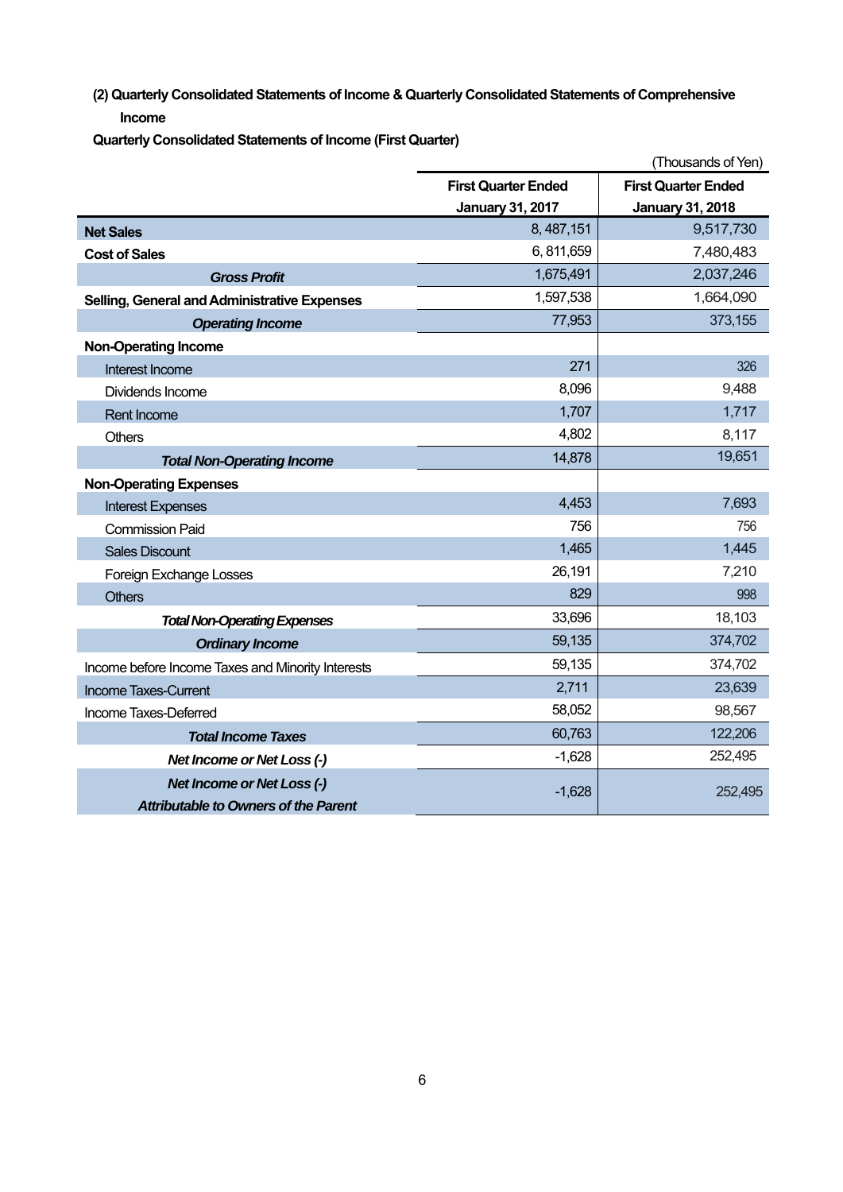### (2) Quarterly Consolidated Statements of Income & Quarterly Consolidated Statements of Comprehensive Income

**Quarterly Consolidated Statements of Income (First Quarter)**

(Thousands of Yen)

| | First Quarter Ended January 31, 2017 | First Quarter Ended January 31, 2018 |
|---|---|---|
| **Net Sales** | 8, 487,151 | 9,517,730 |
| **Cost of Sales** | 6, 811,659 | 7,480,483 |
| ***Gross Profit*** | 1,675,491 | 2,037,246 |
| **Selling, General and Administrative Expenses** | 1,597,538 | 1,664,090 |
| ***Operating Income*** | 77,953 | 373,155 |
| **Non-Operating Income** | | |
| Interest Income | 271 | 326 |
| Dividends Income | 8,096 | 9,488 |
| Rent Income | 1,707 | 1,717 |
| Others | 4,802 | 8,117 |
| ***Total Non-Operating Income*** | 14,878 | 19,651 |
| **Non-Operating Expenses** | | |
| Interest Expenses | 4,453 | 7,693 |
| Commission Paid | 756 | 756 |
| Sales Discount | 1,465 | 1,445 |
| Foreign Exchange Losses | 26,191 | 7,210 |
| Others | 829 | 998 |
| ***Total Non-Operating Expenses*** | 33,696 | 18,103 |
| ***Ordinary Income*** | 59,135 | 374,702 |
| Income before Income Taxes and Minority Interests | 59,135 | 374,702 |
| Income Taxes-Current | 2,711 | 23,639 |
| Income Taxes-Deferred | 58,052 | 98,567 |
| ***Total Income Taxes*** | 60,763 | 122,206 |
| ***Net Income or Net Loss (-)*** | -1,628 | 252,495 |
| ***Net Income or Net Loss (-) Attributable to Owners of the Parent*** | -1,628 | 252,495 |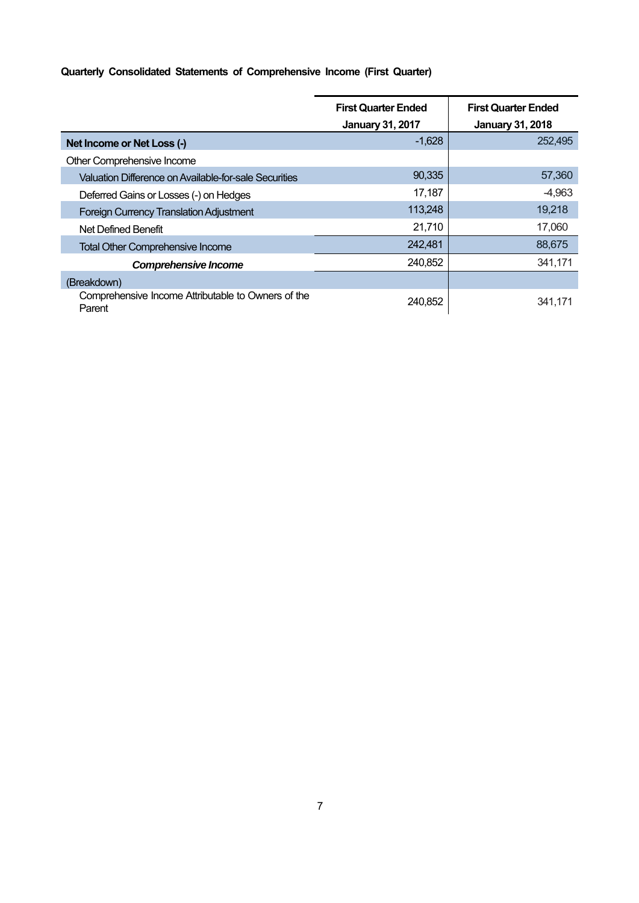**Quarterly Consolidated Statements of Comprehensive Income (First Quarter)**

| | First Quarter Ended January 31, 2017 | First Quarter Ended January 31, 2018 |
|---|---|---|
| **Net Income or Net Loss (-)** | -1,628 | 252,495 |
| Other Comprehensive Income | | |
| Valuation Difference on Available-for-sale Securities | 90,335 | 57,360 |
| Deferred Gains or Losses (-) on Hedges | 17,187 | -4,963 |
| Foreign Currency Translation Adjustment | 113,248 | 19,218 |
| Net Defined Benefit | 21,710 | 17,060 |
| Total Other Comprehensive Income | 242,481 | 88,675 |
| ***Comprehensive Income*** | 240,852 | 341,171 |
| (Breakdown) | | |
| Comprehensive Income Attributable to Owners of the Parent | 240,852 | 341,171 |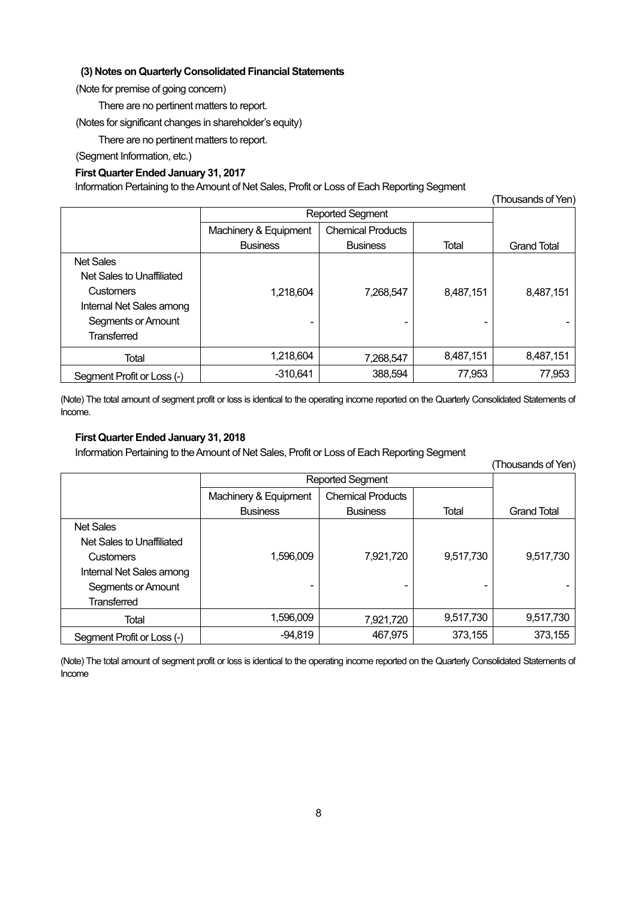### (3) Notes on Quarterly Consolidated Financial Statements

(Note for premise of going concern)

There are no pertinent matters to report.

(Notes for significant changes in shareholder's equity)

There are no pertinent matters to report.

(Segment Information, etc.)

**First Quarter Ended January 31, 2017**

Information Pertaining to the Amount of Net Sales, Profit or Loss of Each Reporting Segment

(Thousands of Yen)

| | Reported Segment | | | |
|---|---|---|---|---|
| | Machinery & Equipment Business | Chemical Products Business | Total | Grand Total |
| Net Sales | | | | |
| Net Sales to Unaffiliated Customers | 1,218,604 | 7,268,547 | 8,487,151 | 8,487,151 |
| Internal Net Sales among Segments or Amount Transferred | - | - | - | - |
| Total | 1,218,604 | 7,268,547 | 8,487,151 | 8,487,151 |
| Segment Profit or Loss (-) | -310,641 | 388,594 | 77,953 | 77,953 |

(Note) The total amount of segment profit or loss is identical to the operating income reported on the Quarterly Consolidated Statements of Income.

**First Quarter Ended January 31, 2018**

Information Pertaining to the Amount of Net Sales, Profit or Loss of Each Reporting Segment

(Thousands of Yen)

| | Reported Segment | | | |
|---|---|---|---|---|
| | Machinery & Equipment Business | Chemical Products Business | Total | Grand Total |
| Net Sales | | | | |
| Net Sales to Unaffiliated Customers | 1,596,009 | 7,921,720 | 9,517,730 | 9,517,730 |
| Internal Net Sales among Segments or Amount Transferred | - | - | - | - |
| Total | 1,596,009 | 7,921,720 | 9,517,730 | 9,517,730 |
| Segment Profit or Loss (-) | -94,819 | 467,975 | 373,155 | 373,155 |

(Note) The total amount of segment profit or loss is identical to the operating income reported on the Quarterly Consolidated Statements of Income